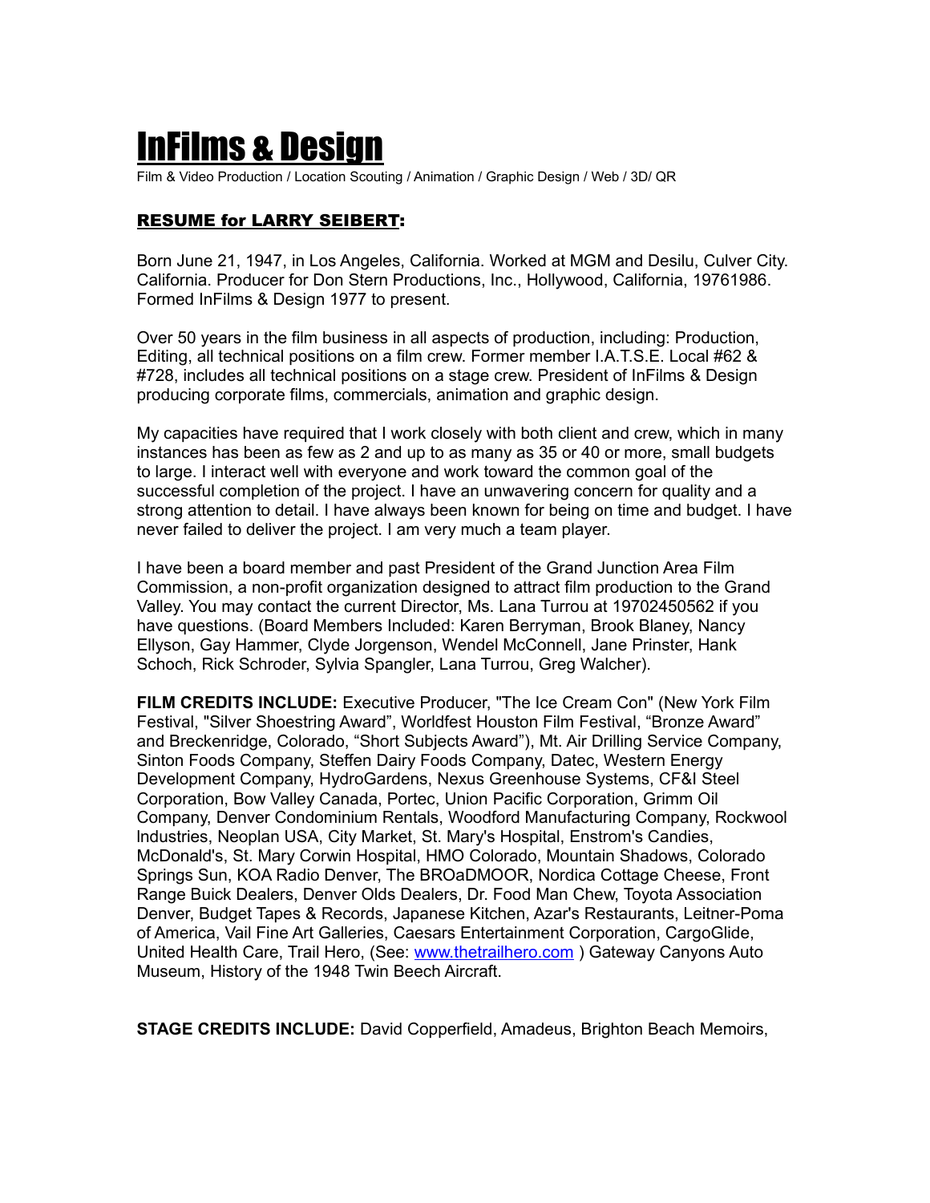# InFilms & Design

Film & Video Production / Location Scouting / Animation / Graphic Design / Web / 3D/ QR

## RESUME for LARRY SEIBERT:

Born June 21, 1947, in Los Angeles, California. Worked at MGM and Desilu, Culver City. California. Producer for Don Stern Productions, Inc., Hollywood, California, 19761986. Formed InFilms & Design 1977 to present.

Over 50 years in the film business in all aspects of production, including: Production, Editing, all technical positions on a film crew. Former member I.A.T.S.E. Local #62 & #728, includes all technical positions on a stage crew. President of InFilms & Design producing corporate films, commercials, animation and graphic design.

My capacities have required that I work closely with both client and crew, which in many instances has been as few as 2 and up to as many as 35 or 40 or more, small budgets to large. I interact well with everyone and work toward the common goal of the successful completion of the project. I have an unwavering concern for quality and a strong attention to detail. I have always been known for being on time and budget. I have never failed to deliver the project. I am very much a team player.

I have been a board member and past President of the Grand Junction Area Film Commission, a non-profit organization designed to attract film production to the Grand Valley. You may contact the current Director, Ms. Lana Turrou at 19702450562 if you have questions. (Board Members Included: Karen Berryman, Brook Blaney, Nancy Ellyson, Gay Hammer, Clyde Jorgenson, Wendel McConnell, Jane Prinster, Hank Schoch, Rick Schroder, Sylvia Spangler, Lana Turrou, Greg Walcher).

**FILM CREDITS INCLUDE:** Executive Producer, "The Ice Cream Con" (New York Film Festival, "Silver Shoestring Award", Worldfest Houston Film Festival, "Bronze Award" and Breckenridge, Colorado, "Short Subjects Award"), Mt. Air Drilling Service Company, Sinton Foods Company, Steffen Dairy Foods Company, Datec, Western Energy Development Company, HydroGardens, Nexus Greenhouse Systems, CF&I Steel Corporation, Bow Valley Canada, Portec, Union Pacific Corporation, Grimm Oil Company, Denver Condominium Rentals, Woodford Manufacturing Company, Rockwool Industries, Neoplan USA, City Market, St. Mary's Hospital, Enstrom's Candies, McDonald's, St. Mary Corwin Hospital, HMO Colorado, Mountain Shadows, Colorado Springs Sun, KOA Radio Denver, The BROaDMOOR, Nordica Cottage Cheese, Front Range Buick Dealers, Denver Olds Dealers, Dr. Food Man Chew, Toyota Association Denver, Budget Tapes & Records, Japanese Kitchen, Azar's Restaurants, Leitner-Poma of America, Vail Fine Art Galleries, Caesars Entertainment Corporation, CargoGlide, United Health Care, Trail Hero, (See: [www.thetrailhero.com](http://www.thetrailhero.com) ) Gateway Canyons Auto Museum, History of the 1948 Twin Beech Aircraft.

**STAGE CREDITS INCLUDE:** David Copperfield, Amadeus, Brighton Beach Memoirs,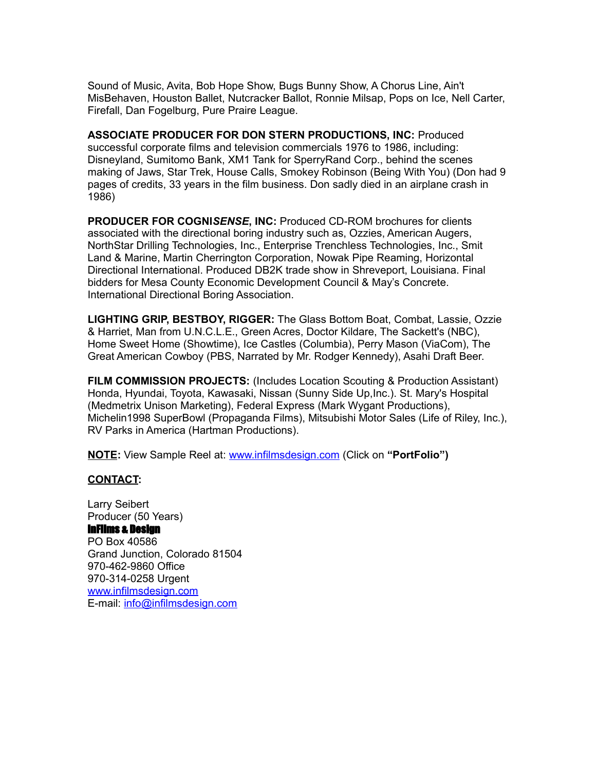Sound of Music, Avita, Bob Hope Show, Bugs Bunny Show, A Chorus Line, Ain't MisBehaven, Houston Ballet, Nutcracker Ballot, Ronnie Milsap, Pops on Ice, Nell Carter, Firefall, Dan Fogelburg, Pure Praire League.

**ASSOCIATE PRODUCER FOR DON STERN PRODUCTIONS, INC:** Produced successful corporate films and television commercials 1976 to 1986, including: Disneyland, Sumitomo Bank, XM1 Tank for SperryRand Corp., behind the scenes making of Jaws, Star Trek, House Calls, Smokey Robinson (Being With You) (Don had 9 pages of credits, 33 years in the film business. Don sadly died in an airplane crash in 1986)

**PRODUCER FOR COGNI*SENSE*, INC:** Produced CD-ROM brochures for clients associated with the directional boring industry such as, Ozzies, American Augers, NorthStar Drilling Technologies, Inc., Enterprise Trenchless Technologies, Inc., Smit Land & Marine, Martin Cherrington Corporation, Nowak Pipe Reaming, Horizontal Directional International. Produced DB2K trade show in Shreveport, Louisiana. Final bidders for Mesa County Economic Development Council & May's Concrete. International Directional Boring Association.

**LIGHTING GRIP, BESTBOY, RIGGER:** The Glass Bottom Boat, Combat, Lassie, Ozzie & Harriet, Man from U.N.C.L.E., Green Acres, Doctor Kildare, The Sackett's (NBC), Home Sweet Home (Showtime), Ice Castles (Columbia), Perry Mason (ViaCom), The Great American Cowboy (PBS, Narrated by Mr. Rodger Kennedy), Asahi Draft Beer.

**FILM COMMISSION PROJECTS:** (Includes Location Scouting & Production Assistant) Honda, Hyundai, Toyota, Kawasaki, Nissan (Sunny Side Up,Inc.). St. Mary's Hospital (Medmetrix Unison Marketing), Federal Express (Mark Wygant Productions), Michelin1998 SuperBowl (Propaganda Films), Mitsubishi Motor Sales (Life of Riley, Inc.), RV Parks in America (Hartman Productions).

**NOTE:** View Sample Reel at: www.infilmsdesign.com (Click on **"PortFolio")**

**CONTACT:**

Larry Seibert
Producer (50 Years)
**InFilms & Design**
PO Box 40586
Grand Junction, Colorado 81504
970-462-9860 Office
970-314-0258 Urgent
www.infilmsdesign.com
E-mail: info@infilmsdesign.com